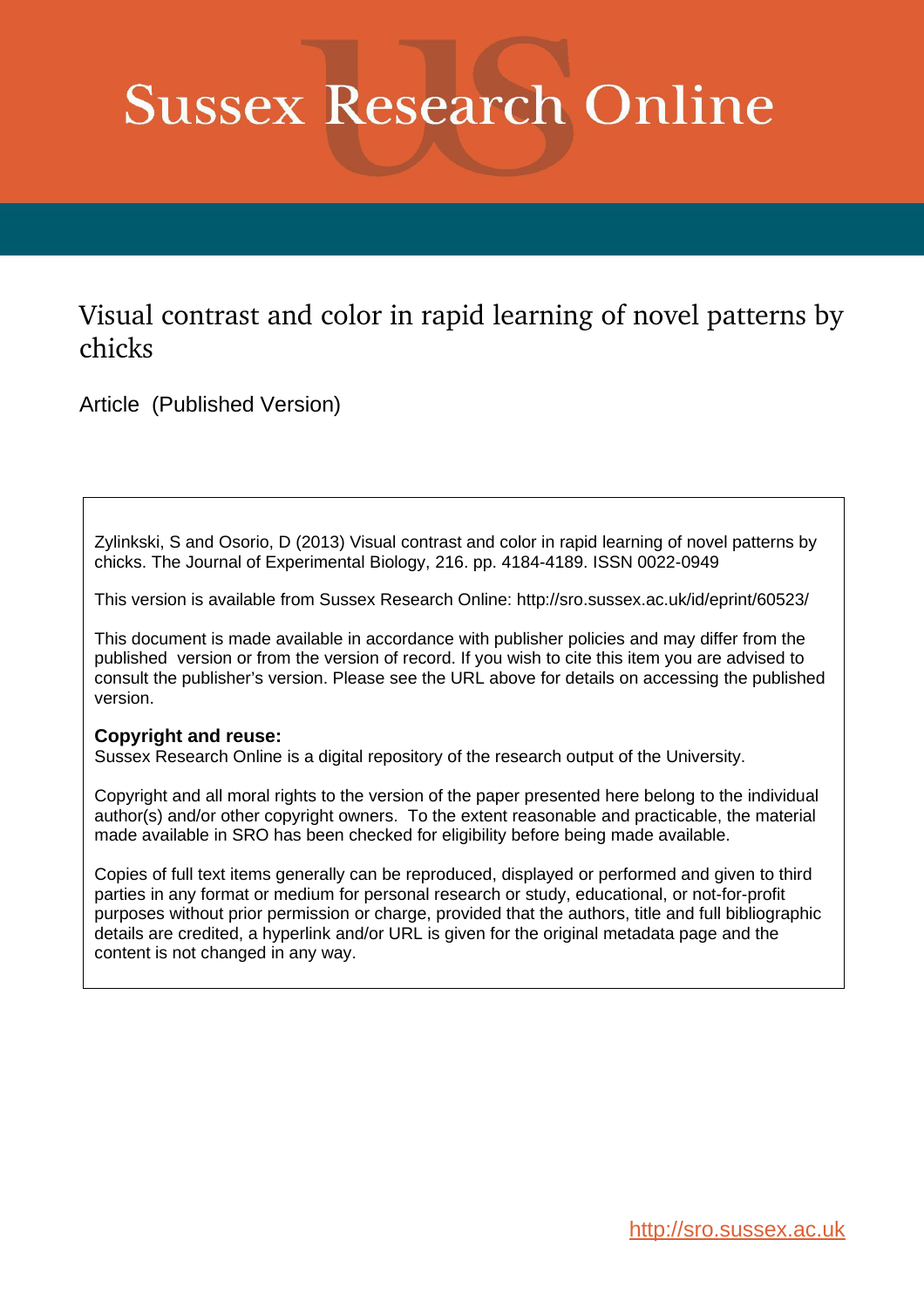# Sussex Research Online

## Visual contrast and color in rapid learning of novel patterns by chicks

Article (Published Version)

Zylinkski, S and Osorio, D (2013) Visual contrast and color in rapid learning of novel patterns by chicks. The Journal of Experimental Biology, 216. pp. 4184-4189. ISSN 0022-0949

This version is available from Sussex Research Online: http://sro.sussex.ac.uk/id/eprint/60523/

This document is made available in accordance with publisher policies and may differ from the published version or from the version of record. If you wish to cite this item you are advised to consult the publisher's version. Please see the URL above for details on accessing the published version.

**Copyright and reuse:**
Sussex Research Online is a digital repository of the research output of the University.

Copyright and all moral rights to the version of the paper presented here belong to the individual author(s) and/or other copyright owners. To the extent reasonable and practicable, the material made available in SRO has been checked for eligibility before being made available.

Copies of full text items generally can be reproduced, displayed or performed and given to third parties in any format or medium for personal research or study, educational, or not-for-profit purposes without prior permission or charge, provided that the authors, title and full bibliographic details are credited, a hyperlink and/or URL is given for the original metadata page and the content is not changed in any way.

http://sro.sussex.ac.uk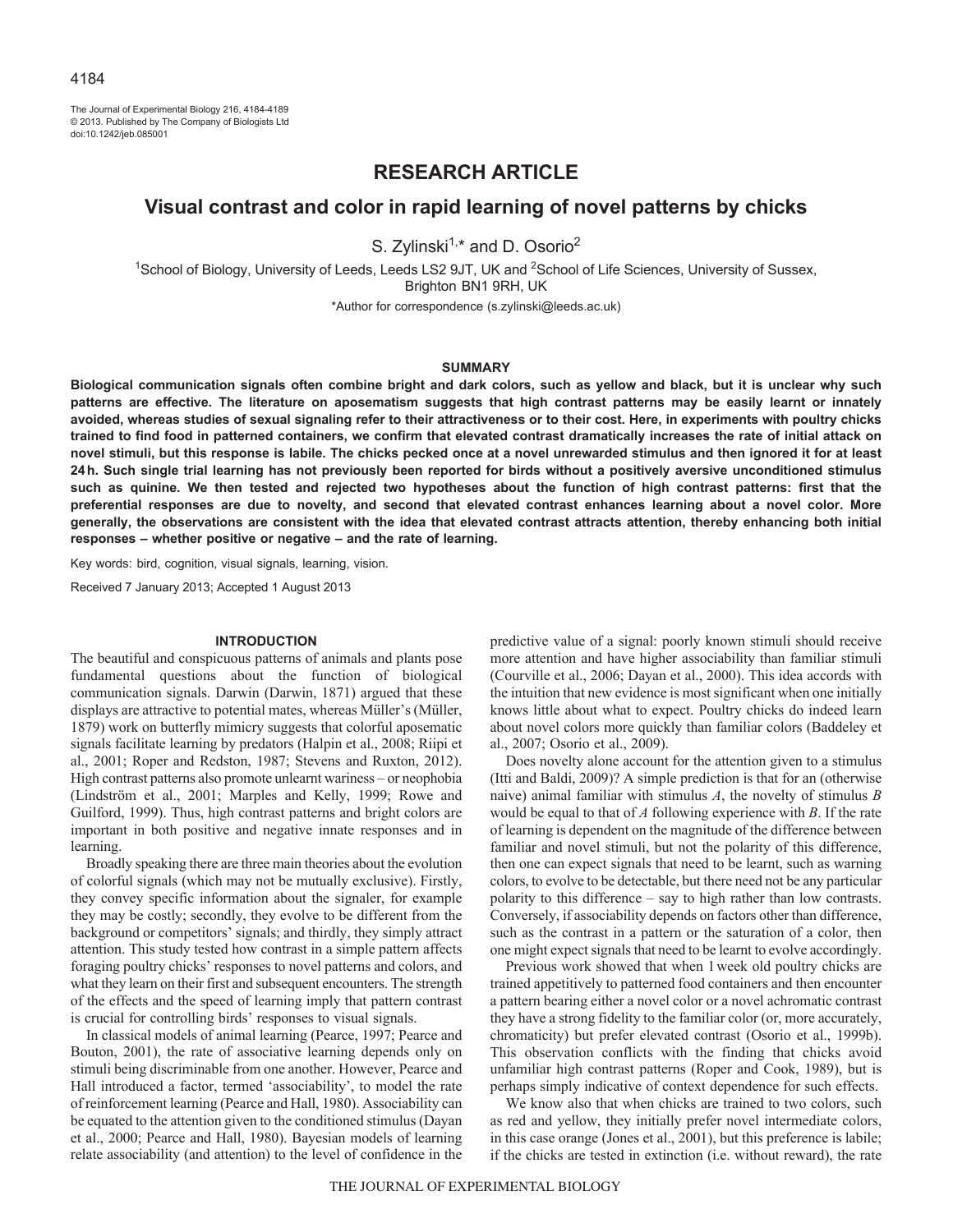The Journal of Experimental Biology 216, 4184-4189
© 2013. Published by The Company of Biologists Ltd
doi:10.1242/jeb.085001

## RESEARCH ARTICLE

# Visual contrast and color in rapid learning of novel patterns by chicks

S. Zylinski[1,*] and D. Osorio[2]

[1]School of Biology, University of Leeds, Leeds LS2 9JT, UK and [2]School of Life Sciences, University of Sussex, Brighton BN1 9RH, UK

*Author for correspondence (s.zylinski@leeds.ac.uk)

### SUMMARY

**Biological communication signals often combine bright and dark colors, such as yellow and black, but it is unclear why such patterns are effective. The literature on aposematism suggests that high contrast patterns may be easily learnt or innately avoided, whereas studies of sexual signaling refer to their attractiveness or to their cost. Here, in experiments with poultry chicks trained to find food in patterned containers, we confirm that elevated contrast dramatically increases the rate of initial attack on novel stimuli, but this response is labile. The chicks pecked once at a novel unrewarded stimulus and then ignored it for at least 24 h. Such single trial learning has not previously been reported for birds without a positively aversive unconditioned stimulus such as quinine. We then tested and rejected two hypotheses about the function of high contrast patterns: first that the preferential responses are due to novelty, and second that elevated contrast enhances learning about a novel color. More generally, the observations are consistent with the idea that elevated contrast attracts attention, thereby enhancing both initial responses – whether positive or negative – and the rate of learning.**

Key words: bird, cognition, visual signals, learning, vision.

Received 7 January 2013; Accepted 1 August 2013

### INTRODUCTION

The beautiful and conspicuous patterns of animals and plants pose fundamental questions about the function of biological communication signals. Darwin (Darwin, 1871) argued that these displays are attractive to potential mates, whereas Müller's (Müller, 1879) work on butterfly mimicry suggests that colorful aposematic signals facilitate learning by predators (Halpin et al., 2008; Riipi et al., 2001; Roper and Redston, 1987; Stevens and Ruxton, 2012). High contrast patterns also promote unlearnt wariness – or neophobia (Lindström et al., 2001; Marples and Kelly, 1999; Rowe and Guilford, 1999). Thus, high contrast patterns and bright colors are important in both positive and negative innate responses and in learning.

Broadly speaking there are three main theories about the evolution of colorful signals (which may not be mutually exclusive). Firstly, they convey specific information about the signaler, for example they may be costly; secondly, they evolve to be different from the background or competitors' signals; and thirdly, they simply attract attention. This study tested how contrast in a simple pattern affects foraging poultry chicks' responses to novel patterns and colors, and what they learn on their first and subsequent encounters. The strength of the effects and the speed of learning imply that pattern contrast is crucial for controlling birds' responses to visual signals.

In classical models of animal learning (Pearce, 1997; Pearce and Bouton, 2001), the rate of associative learning depends only on stimuli being discriminable from one another. However, Pearce and Hall introduced a factor, termed 'associability', to model the rate of reinforcement learning (Pearce and Hall, 1980). Associability can be equated to the attention given to the conditioned stimulus (Dayan et al., 2000; Pearce and Hall, 1980). Bayesian models of learning relate associability (and attention) to the level of confidence in the predictive value of a signal: poorly known stimuli should receive more attention and have higher associability than familiar stimuli (Courville et al., 2006; Dayan et al., 2000). This idea accords with the intuition that new evidence is most significant when one initially knows little about what to expect. Poultry chicks do indeed learn about novel colors more quickly than familiar colors (Baddeley et al., 2007; Osorio et al., 2009).

Does novelty alone account for the attention given to a stimulus (Itti and Baldi, 2009)? A simple prediction is that for an (otherwise naive) animal familiar with stimulus *A*, the novelty of stimulus *B* would be equal to that of *A* following experience with *B*. If the rate of learning is dependent on the magnitude of the difference between familiar and novel stimuli, but not the polarity of this difference, then one can expect signals that need to be learnt, such as warning colors, to evolve to be detectable, but there need not be any particular polarity to this difference – say to high rather than low contrasts. Conversely, if associability depends on factors other than difference, such as the contrast in a pattern or the saturation of a color, then one might expect signals that need to be learnt to evolve accordingly.

Previous work showed that when 1 week old poultry chicks are trained appetitively to patterned food containers and then encounter a pattern bearing either a novel color or a novel achromatic contrast they have a strong fidelity to the familiar color (or, more accurately, chromaticity) but prefer elevated contrast (Osorio et al., 1999b). This observation conflicts with the finding that chicks avoid unfamiliar high contrast patterns (Roper and Cook, 1989), but is perhaps simply indicative of context dependence for such effects.

We know also that when chicks are trained to two colors, such as red and yellow, they initially prefer novel intermediate colors, in this case orange (Jones et al., 2001), but this preference is labile; if the chicks are tested in extinction (i.e. without reward), the rate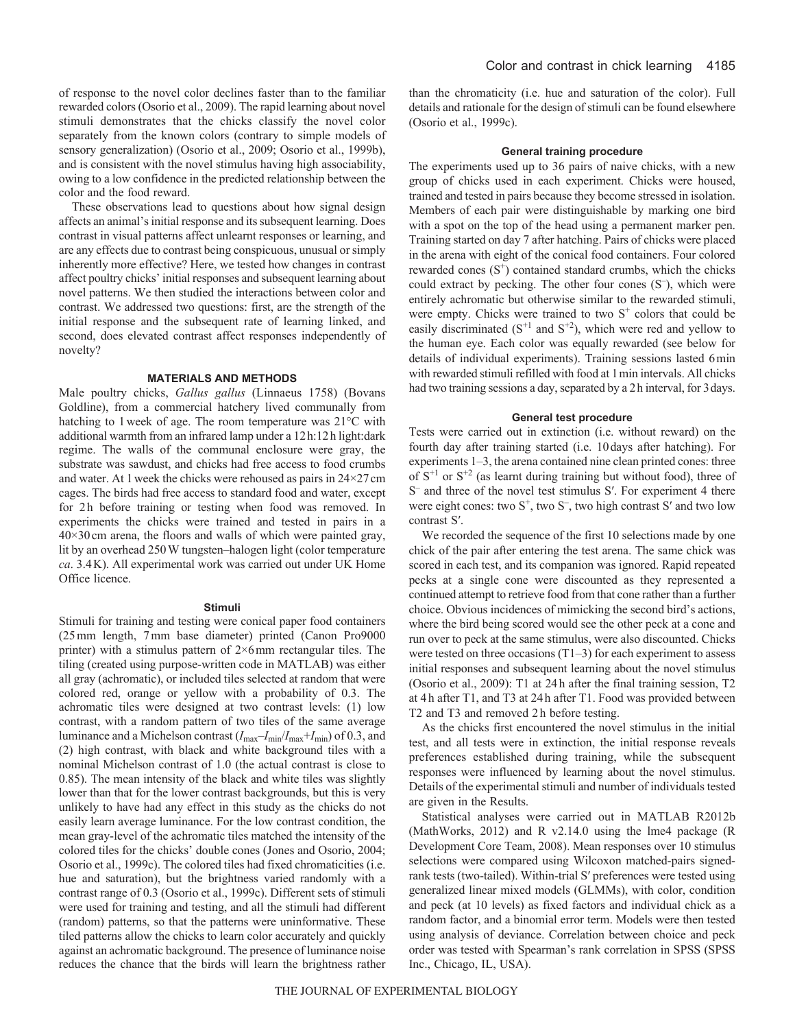of response to the novel color declines faster than to the familiar rewarded colors (Osorio et al., 2009). The rapid learning about novel stimuli demonstrates that the chicks classify the novel color separately from the known colors (contrary to simple models of sensory generalization) (Osorio et al., 2009; Osorio et al., 1999b), and is consistent with the novel stimulus having high associability, owing to a low confidence in the predicted relationship between the color and the food reward.

These observations lead to questions about how signal design affects an animal's initial response and its subsequent learning. Does contrast in visual patterns affect unlearnt responses or learning, and are any effects due to contrast being conspicuous, unusual or simply inherently more effective? Here, we tested how changes in contrast affect poultry chicks' initial responses and subsequent learning about novel patterns. We then studied the interactions between color and contrast. We addressed two questions: first, are the strength of the initial response and the subsequent rate of learning linked, and second, does elevated contrast affect responses independently of novelty?

## MATERIALS AND METHODS

Male poultry chicks, *Gallus gallus* (Linnaeus 1758) (Bovans Goldline), from a commercial hatchery lived communally from hatching to 1 week of age. The room temperature was 21°C with additional warmth from an infrared lamp under a 12 h:12 h light:dark regime. The walls of the communal enclosure were gray, the substrate was sawdust, and chicks had free access to food crumbs and water. At 1 week the chicks were rehoused as pairs in 24×27 cm cages. The birds had free access to standard food and water, except for 2 h before training or testing when food was removed. In experiments the chicks were trained and tested in pairs in a 40×30 cm arena, the floors and walls of which were painted gray, lit by an overhead 250 W tungsten–halogen light (color temperature *ca*. 3.4 K). All experimental work was carried out under UK Home Office licence.

### Stimuli

Stimuli for training and testing were conical paper food containers (25 mm length, 7 mm base diameter) printed (Canon Pro9000 printer) with a stimulus pattern of 2×6 mm rectangular tiles. The tiling (created using purpose-written code in MATLAB) was either all gray (achromatic), or included tiles selected at random that were colored red, orange or yellow with a probability of 0.3. The achromatic tiles were designed at two contrast levels: (1) low contrast, with a random pattern of two tiles of the same average luminance and a Michelson contrast ($I_{max}$–$I_{min}$/$I_{max}$+$I_{min}$) of 0.3, and (2) high contrast, with black and white background tiles with a nominal Michelson contrast of 1.0 (the actual contrast is close to 0.85). The mean intensity of the black and white tiles was slightly lower than that for the lower contrast backgrounds, but this is very unlikely to have had any effect in this study as the chicks do not easily learn average luminance. For the low contrast condition, the mean gray-level of the achromatic tiles matched the intensity of the colored tiles for the chicks' double cones (Jones and Osorio, 2004; Osorio et al., 1999c). The colored tiles had fixed chromaticities (i.e. hue and saturation), but the brightness varied randomly with a contrast range of 0.3 (Osorio et al., 1999c). Different sets of stimuli were used for training and testing, and all the stimuli had different (random) patterns, so that the patterns were uninformative. These tiled patterns allow the chicks to learn color accurately and quickly against an achromatic background. The presence of luminance noise reduces the chance that the birds will learn the brightness rather than the chromaticity (i.e. hue and saturation of the color). Full details and rationale for the design of stimuli can be found elsewhere (Osorio et al., 1999c).

### General training procedure

The experiments used up to 36 pairs of naive chicks, with a new group of chicks used in each experiment. Chicks were housed, trained and tested in pairs because they become stressed in isolation. Members of each pair were distinguishable by marking one bird with a spot on the top of the head using a permanent marker pen. Training started on day 7 after hatching. Pairs of chicks were placed in the arena with eight of the conical food containers. Four colored rewarded cones ($S^+$) contained standard crumbs, which the chicks could extract by pecking. The other four cones ($S^–$), which were entirely achromatic but otherwise similar to the rewarded stimuli, were empty. Chicks were trained to two $S^+$ colors that could be easily discriminated ($S^{+1}$ and $S^{+2}$), which were red and yellow to the human eye. Each color was equally rewarded (see below for details of individual experiments). Training sessions lasted 6 min with rewarded stimuli refilled with food at 1 min intervals. All chicks had two training sessions a day, separated by a 2 h interval, for 3 days.

### General test procedure

Tests were carried out in extinction (i.e. without reward) on the fourth day after training started (i.e. 10 days after hatching). For experiments 1–3, the arena contained nine clean printed cones: three of $S^{+1}$ or $S^{+2}$ (as learnt during training but without food), three of $S^–$ and three of the novel test stimulus S′. For experiment 4 there were eight cones: two $S^+$, two $S^–$, two high contrast S′ and two low contrast S′.

We recorded the sequence of the first 10 selections made by one chick of the pair after entering the test arena. The same chick was scored in each test, and its companion was ignored. Rapid repeated pecks at a single cone were discounted as they represented a continued attempt to retrieve food from that cone rather than a further choice. Obvious incidences of mimicking the second bird's actions, where the bird being scored would see the other peck at a cone and run over to peck at the same stimulus, were also discounted. Chicks were tested on three occasions (T1–3) for each experiment to assess initial responses and subsequent learning about the novel stimulus (Osorio et al., 2009): T1 at 24 h after the final training session, T2 at 4 h after T1, and T3 at 24 h after T1. Food was provided between T2 and T3 and removed 2 h before testing.

As the chicks first encountered the novel stimulus in the initial test, and all tests were in extinction, the initial response reveals preferences established during training, while the subsequent responses were influenced by learning about the novel stimulus. Details of the experimental stimuli and number of individuals tested are given in the Results.

Statistical analyses were carried out in MATLAB R2012b (MathWorks, 2012) and R v2.14.0 using the lme4 package (R Development Core Team, 2008). Mean responses over 10 stimulus selections were compared using Wilcoxon matched-pairs signed-rank tests (two-tailed). Within-trial S′ preferences were tested using generalized linear mixed models (GLMMs), with color, condition and peck (at 10 levels) as fixed factors and individual chick as a random factor, and a binomial error term. Models were then tested using analysis of deviance. Correlation between choice and peck order was tested with Spearman's rank correlation in SPSS (SPSS Inc., Chicago, IL, USA).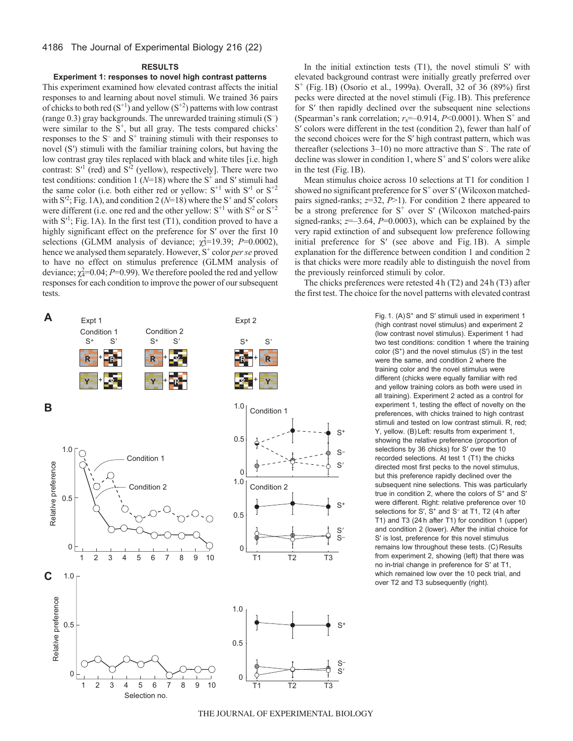## RESULTS

### Experiment 1: responses to novel high contrast patterns

This experiment examined how elevated contrast affects the initial responses to and learning about novel stimuli. We trained 36 pairs of chicks to both red ($S^{+1}$) and yellow ($S^{+2}$) patterns with low contrast (range 0.3) gray backgrounds. The unrewarded training stimuli ($S^{–}$) were similar to the $S^{+}$, but all gray. The tests compared chicks' responses to the $S^{–}$ and $S^{+}$ training stimuli with their responses to novel (S′) stimuli with the familiar training colors, but having the low contrast gray tiles replaced with black and white tiles [i.e. high contrast: $S'^{1}$ (red) and $S'^{2}$ (yellow), respectively]. There were two test conditions: condition 1 (*N*=18) where the $S^{+}$ and S′ stimuli had the same color (i.e. both either red or yellow: $S^{+1}$ with $S'^{1}$ or $S^{+2}$ with $S'^{2}$; Fig. 1A), and condition 2 (*N*=18) where the $S^{+}$ and S′ colors were different (i.e. one red and the other yellow: $S^{+1}$ with $S'^{2}$ or $S^{+2}$ with $S'^{1}$; Fig. 1A). In the first test (T1), condition proved to have a highly significant effect on the preference for S′ over the first 10 selections (GLMM analysis of deviance; $\chi^2_3$=19.39; *P*=0.0002), hence we analysed them separately. However, $S^{+}$ color *per se* proved to have no effect on stimulus preference (GLMM analysis of deviance; $\chi^2_4$=0.04; *P*=0.99). We therefore pooled the red and yellow responses for each condition to improve the power of our subsequent tests.

In the initial extinction tests (T1), the novel stimuli S′ with elevated background contrast were initially greatly preferred over $S^{+}$ (Fig. 1B) (Osorio et al., 1999a). Overall, 32 of 36 (89%) first pecks were directed at the novel stimuli (Fig. 1B). This preference for S′ then rapidly declined over the subsequent nine selections (Spearman's rank correlation; $r_s$=–0.914, *P*<0.0001). When $S^{+}$ and S′ colors were different in the test (condition 2), fewer than half of the second choices were for the S′ high contrast pattern, which was thereafter (selections 3–10) no more attractive than $S^{–}$. The rate of decline was slower in condition 1, where $S^{+}$ and S′ colors were alike in the test (Fig. 1B).

Mean stimulus choice across 10 selections at T1 for condition 1 showed no significant preference for $S^{+}$ over S′ (Wilcoxon matched-pairs signed-ranks; *z*=32, *P*>1). For condition 2 there appeared to be a strong preference for $S^{+}$ over S′ (Wilcoxon matched-pairs signed-ranks; *z*=–3.64, *P*=0.0003), which can be explained by the very rapid extinction of and subsequent low preference following initial preference for S′ (see above and Fig. 1B). A simple explanation for the difference between condition 1 and condition 2 is that chicks were more readily able to distinguish the novel from the previously reinforced stimuli by color.

The chicks preferences were retested 4 h (T2) and 24 h (T3) after the first test. The choice for the novel patterns with elevated contrast

Fig. 1. (A) $S^{+}$ and S′ stimuli used in experiment 1 (high contrast novel stimulus) and experiment 2 (low contrast novel stimulus). Experiment 1 had two test conditions: condition 1 where the training color ($S^{+}$) and the novel stimulus (S′) in the test were the same, and condition 2 where the training color and the novel stimulus were different (chicks were equally familiar with red and yellow training colors as both were used in all training). Experiment 2 acted as a control for experiment 1, testing the effect of novelty on the preferences, with chicks trained to high contrast stimuli and tested on low contrast stimuli. R, red; Y, yellow. (B) Left: results from experiment 1, showing the relative preference (proportion of selections by 36 chicks) for S′ over the 10 recorded selections. At test 1 (T1) the chicks directed most first pecks to the novel stimulus, but this preference rapidly declined over the subsequent nine selections. This was particularly true in condition 2, where the colors of $S^{+}$ and S′ were different. Right: relative preference over 10 selections for S′, $S^{+}$ and $S^{–}$ at T1, T2 (4 h after T1) and T3 (24 h after T1) for condition 1 (upper) and condition 2 (lower). After the initial choice for S′ is lost, preference for this novel stimulus remains low throughout these tests. (C) Results from experiment 2, showing (left) that there was no in-trial change in preference for S′ at T1, which remained low over the 10 peck trial, and over T2 and T3 subsequently (right).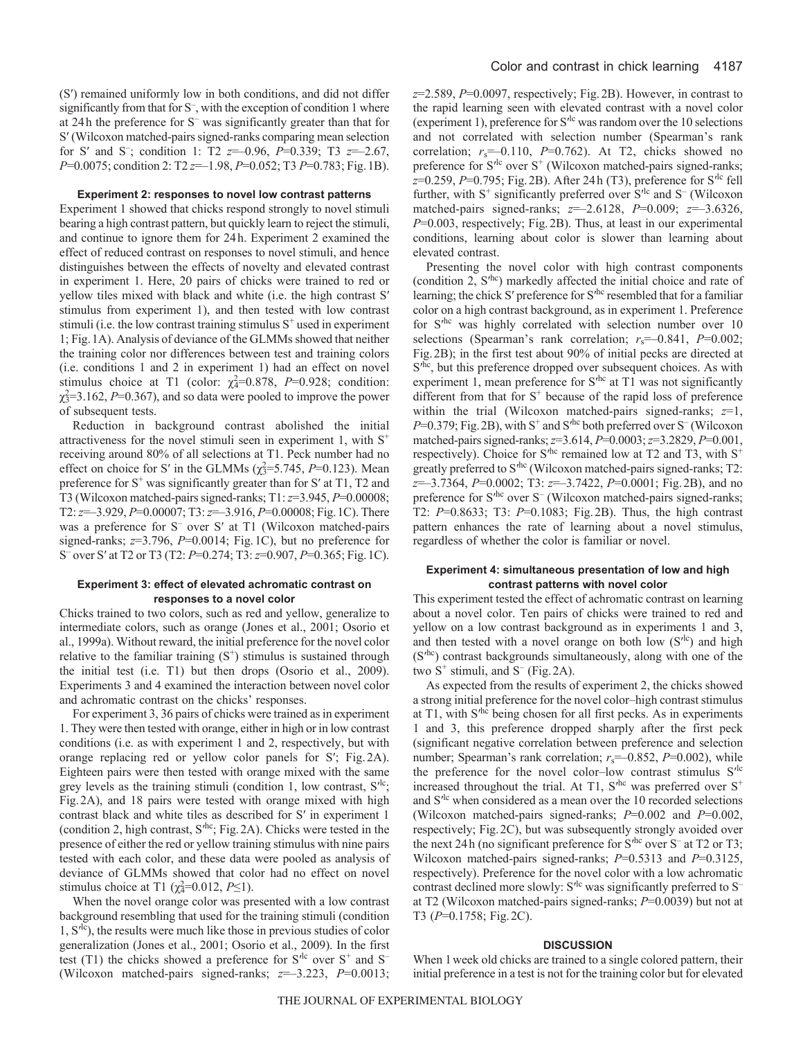(S′) remained uniformly low in both conditions, and did not differ significantly from that for $S^-$, with the exception of condition 1 where at 24 h the preference for $S^-$ was significantly greater than that for S′ (Wilcoxon matched-pairs signed-ranks comparing mean selection for S′ and $S^-$; condition 1: T2 $z$=–0.96, $P$=0.339; T3 $z$=–2.67, $P$=0.0075; condition 2: T2 $z$=–1.98, $P$=0.052; T3 $P$=0.783; Fig. 1B).

#### Experiment 2: responses to novel low contrast patterns

Experiment 1 showed that chicks respond strongly to novel stimuli bearing a high contrast pattern, but quickly learn to reject the stimuli, and continue to ignore them for 24 h. Experiment 2 examined the effect of reduced contrast on responses to novel stimuli, and hence distinguishes between the effects of novelty and elevated contrast in experiment 1. Here, 20 pairs of chicks were trained to red or yellow tiles mixed with black and white (i.e. the high contrast S′ stimulus from experiment 1), and then tested with low contrast stimuli (i.e. the low contrast training stimulus $S^+$ used in experiment 1; Fig. 1A). Analysis of deviance of the GLMMs showed that neither the training color nor differences between test and training colors (i.e. conditions 1 and 2 in experiment 1) had an effect on novel stimulus choice at T1 (color: $\chi^2_4$=0.878, $P$=0.928; condition: $\chi^2_3$=3.162, $P$=0.367), and so data were pooled to improve the power of subsequent tests.

Reduction in background contrast abolished the initial attractiveness for the novel stimuli seen in experiment 1, with $S^+$ receiving around 80% of all selections at T1. Peck number had no effect on choice for S′ in the GLMMs ($\chi^2_3$=5.745, $P$=0.123). Mean preference for $S^+$ was significantly greater than for S′ at T1, T2 and T3 (Wilcoxon matched-pairs signed-ranks; T1: $z$=3.945, $P$=0.00008; T2: $z$=–3.929, $P$=0.00007; T3: $z$=–3.916, $P$=0.00008; Fig. 1C). There was a preference for $S^-$ over S′ at T1 (Wilcoxon matched-pairs signed-ranks; $z$=3.796, $P$=0.0014; Fig. 1C), but no preference for $S^-$ over S′ at T2 or T3 (T2: $P$=0.274; T3: $z$=0.907, $P$=0.365; Fig. 1C).

#### Experiment 3: effect of elevated achromatic contrast on responses to a novel color

Chicks trained to two colors, such as red and yellow, generalize to intermediate colors, such as orange (Jones et al., 2001; Osorio et al., 1999a). Without reward, the initial preference for the novel color relative to the familiar training ($S^+$) stimulus is sustained through the initial test (i.e. T1) but then drops (Osorio et al., 2009). Experiments 3 and 4 examined the interaction between novel color and achromatic contrast on the chicks' responses.

For experiment 3, 36 pairs of chicks were trained as in experiment 1. They were then tested with orange, either in high or in low contrast conditions (i.e. as with experiment 1 and 2, respectively, but with orange replacing red or yellow color panels for S′; Fig. 2A). Eighteen pairs were then tested with orange mixed with the same grey levels as the training stimuli (condition 1, low contrast, $S'^{lc}$; Fig. 2A), and 18 pairs were tested with orange mixed with high contrast black and white tiles as described for S′ in experiment 1 (condition 2, high contrast, $S'^{hc}$; Fig. 2A). Chicks were tested in the presence of either the red or yellow training stimulus with nine pairs tested with each color, and these data were pooled as analysis of deviance of GLMMs showed that color had no effect on novel stimulus choice at T1 ($\chi^2_4$=0.012, $P$≤1).

When the novel orange color was presented with a low contrast background resembling that used for the training stimuli (condition 1, $S'^{lc}$), the results were much like those in previous studies of color generalization (Jones et al., 2001; Osorio et al., 2009). In the first test (T1) the chicks showed a preference for $S'^{lc}$ over $S^+$ and $S^-$ (Wilcoxon matched-pairs signed-ranks; $z$=–3.223, $P$=0.0013; $z$=2.589, $P$=0.0097, respectively; Fig. 2B). However, in contrast to the rapid learning seen with elevated contrast with a novel color (experiment 1), preference for $S'^{lc}$ was random over the 10 selections and not correlated with selection number (Spearman's rank correlation; $r_s$=–0.110, $P$=0.762). At T2, chicks showed no preference for $S'^{lc}$ over $S^+$ (Wilcoxon matched-pairs signed-ranks; $z$=0.259, $P$=0.795; Fig. 2B). After 24 h (T3), preference for $S'^{lc}$ fell further, with $S^+$ significantly preferred over $S'^{lc}$ and $S^-$ (Wilcoxon matched-pairs signed-ranks; $z$=–2.6128, $P$=0.009; $z$=–3.6326, $P$=0.003, respectively; Fig. 2B). Thus, at least in our experimental conditions, learning about color is slower than learning about elevated contrast.

Presenting the novel color with high contrast components (condition 2, $S'^{hc}$) markedly affected the initial choice and rate of learning; the chick S′ preference for $S'^{hc}$ resembled that for a familiar color on a high contrast background, as in experiment 1. Preference for $S'^{hc}$ was highly correlated with selection number over 10 selections (Spearman's rank correlation; $r_s$=–0.841, $P$=0.002; Fig. 2B); in the first test about 90% of initial pecks are directed at $S'^{hc}$, but this preference dropped over subsequent choices. As with experiment 1, mean preference for $S'^{hc}$ at T1 was not significantly different from that for $S^+$ because of the rapid loss of preference within the trial (Wilcoxon matched-pairs signed-ranks; $z$=1, $P$=0.379; Fig. 2B), with $S^+$ and $S'^{hc}$ both preferred over $S^-$ (Wilcoxon matched-pairs signed-ranks; $z$=3.614, $P$=0.0003; $z$=3.2829, $P$=0.001, respectively). Choice for $S'^{hc}$ remained low at T2 and T3, with $S^+$ greatly preferred to $S'^{hc}$ (Wilcoxon matched-pairs signed-ranks; T2: $z$=–3.7364, $P$=0.0002; T3: $z$=–3.7422, $P$=0.0001; Fig. 2B), and no preference for $S'^{hc}$ over $S^-$ (Wilcoxon matched-pairs signed-ranks; T2: $P$=0.8633; T3: $P$=0.1083; Fig. 2B). Thus, the high contrast pattern enhances the rate of learning about a novel stimulus, regardless of whether the color is familiar or novel.

#### Experiment 4: simultaneous presentation of low and high contrast patterns with novel color

This experiment tested the effect of achromatic contrast on learning about a novel color. Ten pairs of chicks were trained to red and yellow on a low contrast background as in experiments 1 and 3, and then tested with a novel orange on both low ($S'^{lc}$) and high ($S'^{hc}$) contrast backgrounds simultaneously, along with one of the two $S^+$ stimuli, and $S^-$ (Fig. 2A).

As expected from the results of experiment 2, the chicks showed a strong initial preference for the novel color–high contrast stimulus at T1, with $S'^{hc}$ being chosen for all first pecks. As in experiments 1 and 3, this preference dropped sharply after the first peck (significant negative correlation between preference and selection number; Spearman's rank correlation; $r_s$=–0.852, $P$=0.002), while the preference for the novel color–low contrast stimulus $S'^{lc}$ increased throughout the trial. At T1, $S'^{hc}$ was preferred over $S^+$ and $S'^{lc}$ when considered as a mean over the 10 recorded selections (Wilcoxon matched-pairs signed-ranks; $P$=0.002 and $P$=0.002, respectively; Fig. 2C), but was subsequently strongly avoided over the next 24 h (no significant preference for $S'^{hc}$ over $S^-$ at T2 or T3; Wilcoxon matched-pairs signed-ranks; $P$=0.5313 and $P$=0.3125, respectively). Preference for the novel color with a low achromatic contrast declined more slowly: $S'^{lc}$ was significantly preferred to $S^-$ at T2 (Wilcoxon matched-pairs signed-ranks; $P$=0.0039) but not at T3 ($P$=0.1758; Fig. 2C).

## DISCUSSION

When 1 week old chicks are trained to a single colored pattern, their initial preference in a test is not for the training color but for elevated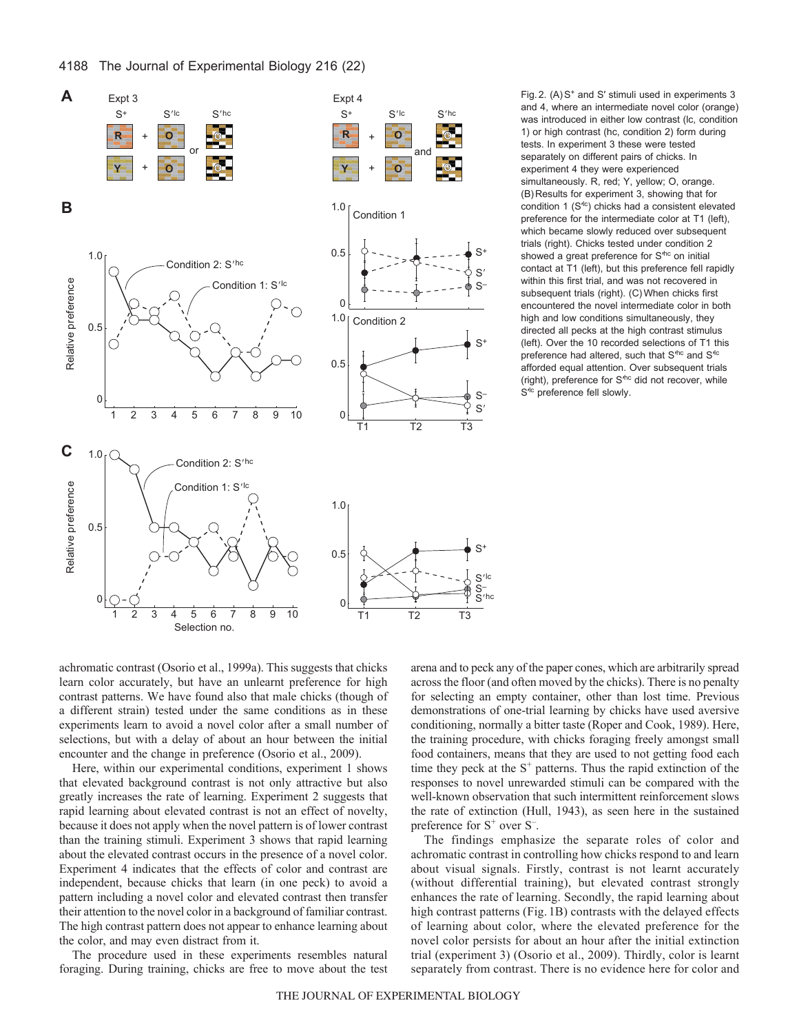Fig. 2. (A) $S^+$ and $S'$ stimuli used in experiments 3 and 4, where an intermediate novel color (orange) was introduced in either low contrast (lc, condition 1) or high contrast (hc, condition 2) form during tests. In experiment 3 these were tested separately on different pairs of chicks. In experiment 4 they were experienced simultaneously. R, red; Y, yellow; O, orange. (B) Results for experiment 3, showing that for condition 1 ($S'^{lc}$) chicks had a consistent elevated preference for the intermediate color at T1 (left), which became slowly reduced over subsequent trials (right). Chicks tested under condition 2 showed a great preference for $S'^{hc}$ on initial contact at T1 (left), but this preference fell rapidly within this first trial, and was not recovered in subsequent trials (right). (C) When chicks first encountered the novel intermediate color in both high and low conditions simultaneously, they directed all pecks at the high contrast stimulus (left). Over the 10 recorded selections of T1 this preference had altered, such that $S'^{hc}$ and $S'^{lc}$ afforded equal attention. Over subsequent trials (right), preference for $S'^{hc}$ did not recover, while $S'^{lc}$ preference fell slowly.

achromatic contrast (Osorio et al., 1999a). This suggests that chicks learn color accurately, but have an unlearnt preference for high contrast patterns. We have found also that male chicks (though of a different strain) tested under the same conditions as in these experiments learn to avoid a novel color after a small number of selections, but with a delay of about an hour between the initial encounter and the change in preference (Osorio et al., 2009).

Here, within our experimental conditions, experiment 1 shows that elevated background contrast is not only attractive but also greatly increases the rate of learning. Experiment 2 suggests that rapid learning about elevated contrast is not an effect of novelty, because it does not apply when the novel pattern is of lower contrast than the training stimuli. Experiment 3 shows that rapid learning about the elevated contrast occurs in the presence of a novel color. Experiment 4 indicates that the effects of color and contrast are independent, because chicks that learn (in one peck) to avoid a pattern including a novel color and elevated contrast then transfer their attention to the novel color in a background of familiar contrast. The high contrast pattern does not appear to enhance learning about the color, and may even distract from it.

The procedure used in these experiments resembles natural foraging. During training, chicks are free to move about the test arena and to peck any of the paper cones, which are arbitrarily spread across the floor (and often moved by the chicks). There is no penalty for selecting an empty container, other than lost time. Previous demonstrations of one-trial learning by chicks have used aversive conditioning, normally a bitter taste (Roper and Cook, 1989). Here, the training procedure, with chicks foraging freely amongst small food containers, means that they are used to not getting food each time they peck at the $S^+$ patterns. Thus the rapid extinction of the responses to novel unrewarded stimuli can be compared with the well-known observation that such intermittent reinforcement slows the rate of extinction (Hull, 1943), as seen here in the sustained preference for $S^+$ over $S^-$.

The findings emphasize the separate roles of color and achromatic contrast in controlling how chicks respond to and learn about visual signals. Firstly, contrast is not learnt accurately (without differential training), but elevated contrast strongly enhances the rate of learning. Secondly, the rapid learning about high contrast patterns (Fig. 1B) contrasts with the delayed effects of learning about color, where the elevated preference for the novel color persists for about an hour after the initial extinction trial (experiment 3) (Osorio et al., 2009). Thirdly, color is learnt separately from contrast. There is no evidence here for color and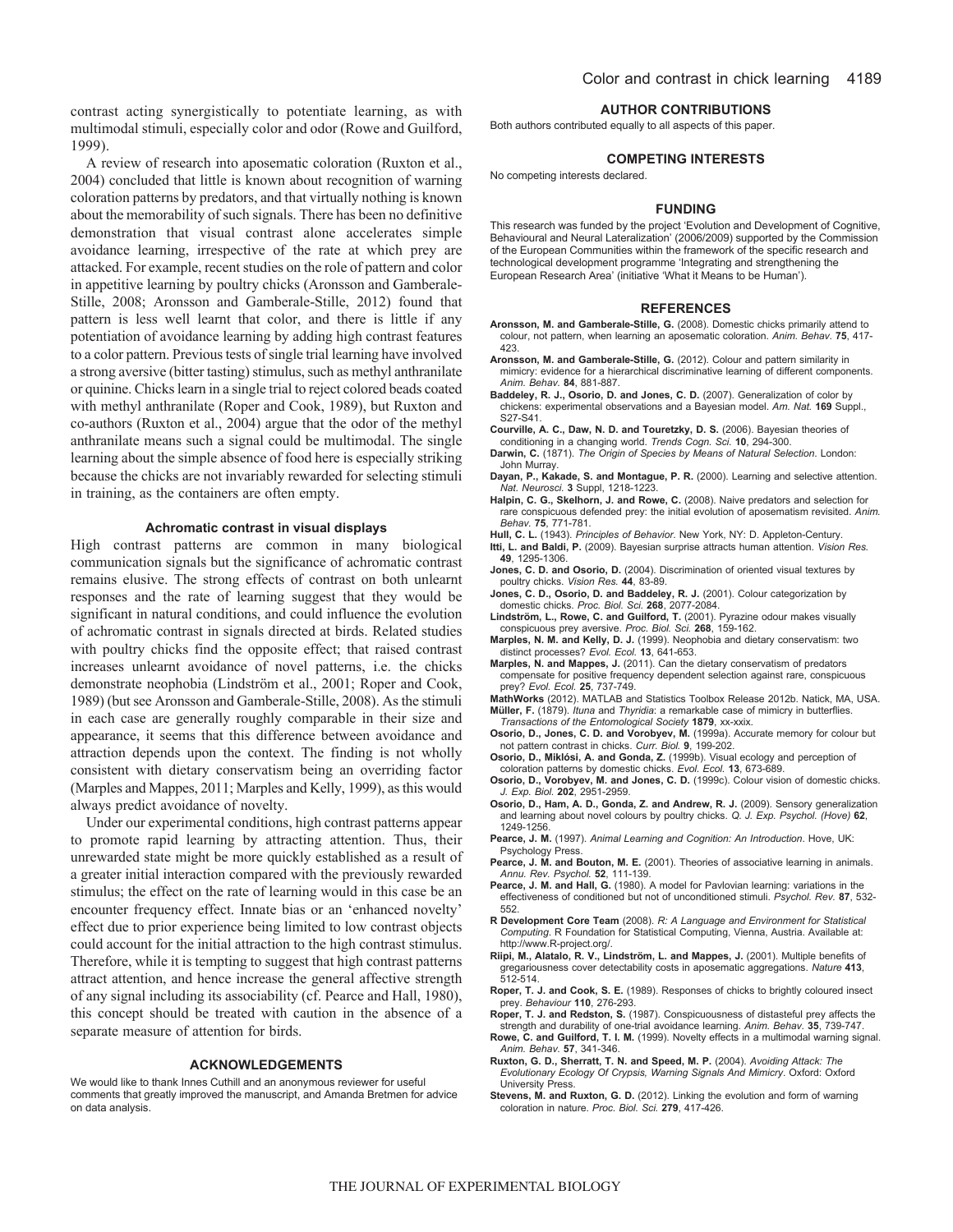contrast acting synergistically to potentiate learning, as with multimodal stimuli, especially color and odor (Rowe and Guilford, 1999).

A review of research into aposematic coloration (Ruxton et al., 2004) concluded that little is known about recognition of warning coloration patterns by predators, and that virtually nothing is known about the memorability of such signals. There has been no definitive demonstration that visual contrast alone accelerates simple avoidance learning, irrespective of the rate at which prey are attacked. For example, recent studies on the role of pattern and color in appetitive learning by poultry chicks (Aronsson and Gamberale-Stille, 2008; Aronsson and Gamberale-Stille, 2012) found that pattern is less well learnt that color, and there is little if any potentiation of avoidance learning by adding high contrast features to a color pattern. Previous tests of single trial learning have involved a strong aversive (bitter tasting) stimulus, such as methyl anthranilate or quinine. Chicks learn in a single trial to reject colored beads coated with methyl anthranilate (Roper and Cook, 1989), but Ruxton and co-authors (Ruxton et al., 2004) argue that the odor of the methyl anthranilate means such a signal could be multimodal. The single learning about the simple absence of food here is especially striking because the chicks are not invariably rewarded for selecting stimuli in training, as the containers are often empty.

### Achromatic contrast in visual displays

High contrast patterns are common in many biological communication signals but the significance of achromatic contrast remains elusive. The strong effects of contrast on both unlearnt responses and the rate of learning suggest that they would be significant in natural conditions, and could influence the evolution of achromatic contrast in signals directed at birds. Related studies with poultry chicks find the opposite effect; that raised contrast increases unlearnt avoidance of novel patterns, i.e. the chicks demonstrate neophobia (Lindström et al., 2001; Roper and Cook, 1989) (but see Aronsson and Gamberale-Stille, 2008). As the stimuli in each case are generally roughly comparable in their size and appearance, it seems that this difference between avoidance and attraction depends upon the context. The finding is not wholly consistent with dietary conservatism being an overriding factor (Marples and Mappes, 2011; Marples and Kelly, 1999), as this would always predict avoidance of novelty.

Under our experimental conditions, high contrast patterns appear to promote rapid learning by attracting attention. Thus, their unrewarded state might be more quickly established as a result of a greater initial interaction compared with the previously rewarded stimulus; the effect on the rate of learning would in this case be an encounter frequency effect. Innate bias or an 'enhanced novelty' effect due to prior experience being limited to low contrast objects could account for the initial attraction to the high contrast stimulus. Therefore, while it is tempting to suggest that high contrast patterns attract attention, and hence increase the general affective strength of any signal including its associability (cf. Pearce and Hall, 1980), this concept should be treated with caution in the absence of a separate measure of attention for birds.

## ACKNOWLEDGEMENTS

We would like to thank Innes Cuthill and an anonymous reviewer for useful comments that greatly improved the manuscript, and Amanda Bretmen for advice on data analysis.

## AUTHOR CONTRIBUTIONS

Both authors contributed equally to all aspects of this paper.

## COMPETING INTERESTS

No competing interests declared.

## FUNDING

This research was funded by the project 'Evolution and Development of Cognitive, Behavioural and Neural Lateralization' (2006/2009) supported by the Commission of the European Communities within the framework of the specific research and technological development programme 'Integrating and strengthening the European Research Area' (initiative 'What it Means to be Human').

## REFERENCES

**Aronsson, M. and Gamberale-Stille, G.** (2008). Domestic chicks primarily attend to colour, not pattern, when learning an aposematic coloration. *Anim. Behav.* **75**, 417-423.

**Aronsson, M. and Gamberale-Stille, G.** (2012). Colour and pattern similarity in mimicry: evidence for a hierarchical discriminative learning of different components. *Anim. Behav.* **84**, 881-887.

**Baddeley, R. J., Osorio, D. and Jones, C. D.** (2007). Generalization of color by chickens: experimental observations and a Bayesian model. *Am. Nat.* **169** Suppl., S27-S41.

**Courville, A. C., Daw, N. D. and Touretzky, D. S.** (2006). Bayesian theories of conditioning in a changing world. *Trends Cogn. Sci.* **10**, 294-300.

**Darwin, C.** (1871). *The Origin of Species by Means of Natural Selection*. London: John Murray.

**Dayan, P., Kakade, S. and Montague, P. R.** (2000). Learning and selective attention. *Nat. Neurosci.* **3** Suppl, 1218-1223.

**Halpin, C. G., Skelhorn, J. and Rowe, C.** (2008). Naive predators and selection for rare conspicuous defended prey: the initial evolution of aposematism revisited. *Anim. Behav.* **75**, 771-781.

**Hull, C. L.** (1943). *Principles of Behavior*. New York, NY: D. Appleton-Century.

**Itti, L. and Baldi, P.** (2009). Bayesian surprise attracts human attention. *Vision Res.* **49**, 1295-1306.

**Jones, C. D. and Osorio, D.** (2004). Discrimination of oriented visual textures by poultry chicks. *Vision Res.* **44**, 83-89.

**Jones, C. D., Osorio, D. and Baddeley, R. J.** (2001). Colour categorization by domestic chicks. *Proc. Biol. Sci.* **268**, 2077-2084.

**Lindström, L., Rowe, C. and Guilford, T.** (2001). Pyrazine odour makes visually conspicuous prey aversive. *Proc. Biol. Sci.* **268**, 159-162.

**Marples, N. M. and Kelly, D. J.** (1999). Neophobia and dietary conservatism: two distinct processes? *Evol. Ecol.* **13**, 641-653.

**Marples, N. and Mappes, J.** (2011). Can the dietary conservatism of predators compensate for positive frequency dependent selection against rare, conspicuous prey? *Evol. Ecol.* **25**, 737-749.

**MathWorks** (2012). MATLAB and Statistics Toolbox Release 2012b. Natick, MA, USA.

**Müller, F.** (1879). *Ituna* and *Thyridia*: a remarkable case of mimicry in butterflies. *Transactions of the Entomological Society* **1879**, xx-xxix.

**Osorio, D., Jones, C. D. and Vorobyev, M.** (1999a). Accurate memory for colour but not pattern contrast in chicks. *Curr. Biol.* **9**, 199-202.

**Osorio, D., Miklósi, A. and Gonda, Z.** (1999b). Visual ecology and perception of coloration patterns by domestic chicks. *Evol. Ecol.* **13**, 673-689.

**Osorio, D., Vorobyev, M. and Jones, C. D.** (1999c). Colour vision of domestic chicks. *J. Exp. Biol.* **202**, 2951-2959.

**Osorio, D., Ham, A. D., Gonda, Z. and Andrew, R. J.** (2009). Sensory generalization and learning about novel colours by poultry chicks. *Q. J. Exp. Psychol. (Hove)* **62**, 1249-1256.

**Pearce, J. M.** (1997). *Animal Learning and Cognition: An Introduction*. Hove, UK: Psychology Press.

**Pearce, J. M. and Bouton, M. E.** (2001). Theories of associative learning in animals. *Annu. Rev. Psychol.* **52**, 111-139.

**Pearce, J. M. and Hall, G.** (1980). A model for Pavlovian learning: variations in the effectiveness of conditioned but not of unconditioned stimuli. *Psychol. Rev.* **87**, 532-552.

**R Development Core Team** (2008). *R: A Language and Environment for Statistical Computing*. R Foundation for Statistical Computing, Vienna, Austria. Available at: http://www.R-project.org/.

**Riipi, M., Alatalo, R. V., Lindström, L. and Mappes, J.** (2001). Multiple benefits of gregariousness cover detectability costs in aposematic aggregations. *Nature* **413**, 512-514.

**Roper, T. J. and Cook, S. E.** (1989). Responses of chicks to brightly coloured insect prey. *Behaviour* **110**, 276-293.

**Roper, T. J. and Redston, S.** (1987). Conspicuousness of distasteful prey affects the strength and durability of one-trial avoidance learning. *Anim. Behav.* **35**, 739-747.

**Rowe, C. and Guilford, T. I. M.** (1999). Novelty effects in a multimodal warning signal. *Anim. Behav.* **57**, 341-346.

**Ruxton, G. D., Sherratt, T. N. and Speed, M. P.** (2004). *Avoiding Attack: The Evolutionary Ecology Of Crypsis, Warning Signals And Mimicry*. Oxford: Oxford University Press.

**Stevens, M. and Ruxton, G. D.** (2012). Linking the evolution and form of warning coloration in nature. *Proc. Biol. Sci.* **279**, 417-426.